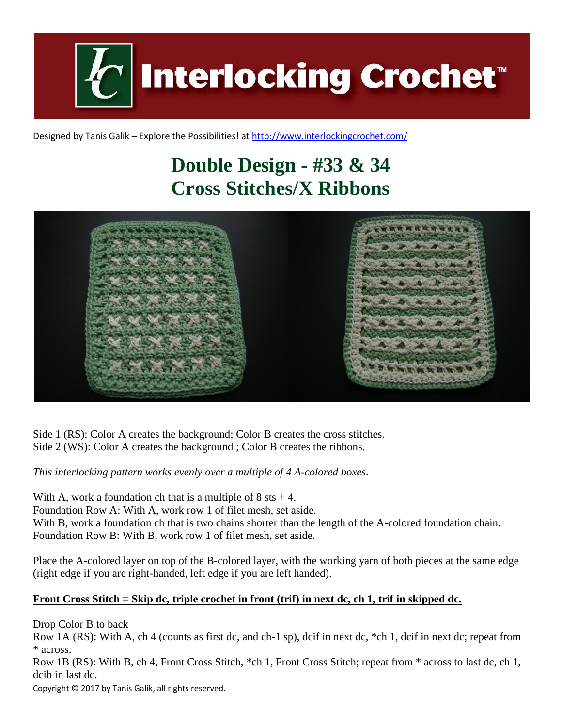# Interlocking Crochet™

Designed by Tanis Galik – Explore the Possibilities! at http://www.interlockingcrochet.com/

## Double Design - #33 & 34
## Cross Stitches/X Ribbons

Side 1 (RS): Color A creates the background; Color B creates the cross stitches.
Side 2 (WS): Color A creates the background ; Color B creates the ribbons.

*This interlocking pattern works evenly over a multiple of 4 A-colored boxes.*

With A, work a foundation ch that is a multiple of 8 sts + 4.
Foundation Row A: With A, work row 1 of filet mesh, set aside.
With B, work a foundation ch that is two chains shorter than the length of the A-colored foundation chain.
Foundation Row B: With B, work row 1 of filet mesh, set aside.

Place the A-colored layer on top of the B-colored layer, with the working yarn of both pieces at the same edge (right edge if you are right-handed, left edge if you are left handed).

**Front Cross Stitch = Skip dc, triple crochet in front (trif) in next dc, ch 1, trif in skipped dc.**

Drop Color B to back
Row 1A (RS): With A, ch 4 (counts as first dc, and ch-1 sp), dcif in next dc, *ch 1, dcif in next dc; repeat from * across.
Row 1B (RS): With B, ch 4, Front Cross Stitch, *ch 1, Front Cross Stitch; repeat from * across to last dc, ch 1, dcib in last dc.

Copyright © 2017 by Tanis Galik, all rights reserved.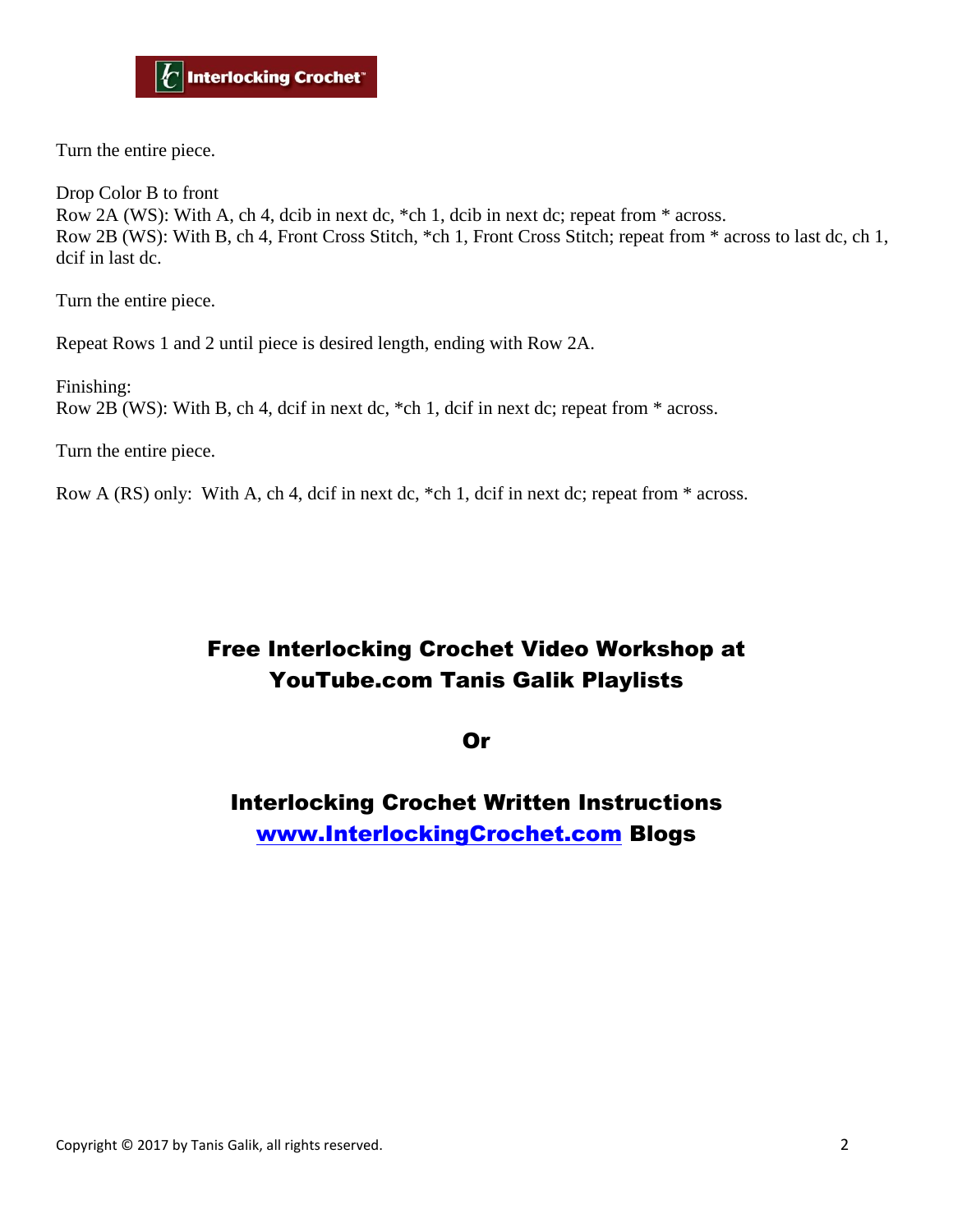Turn the entire piece.

Drop Color B to front
Row 2A (WS): With A, ch 4, dcib in next dc, *ch 1, dcib in next dc; repeat from * across.
Row 2B (WS): With B, ch 4, Front Cross Stitch, *ch 1, Front Cross Stitch; repeat from * across to last dc, ch 1, dcif in last dc.

Turn the entire piece.

Repeat Rows 1 and 2 until piece is desired length, ending with Row 2A.

Finishing:
Row 2B (WS): With B, ch 4, dcif in next dc, *ch 1, dcif in next dc; repeat from * across.

Turn the entire piece.

Row A (RS) only: With A, ch 4, dcif in next dc, *ch 1, dcif in next dc; repeat from * across.

## Free Interlocking Crochet Video Workshop at YouTube.com Tanis Galik Playlists

## Or

## Interlocking Crochet Written Instructions [www.InterlockingCrochet.com](http://www.InterlockingCrochet.com) Blogs

Copyright © 2017 by Tanis Galik, all rights reserved.